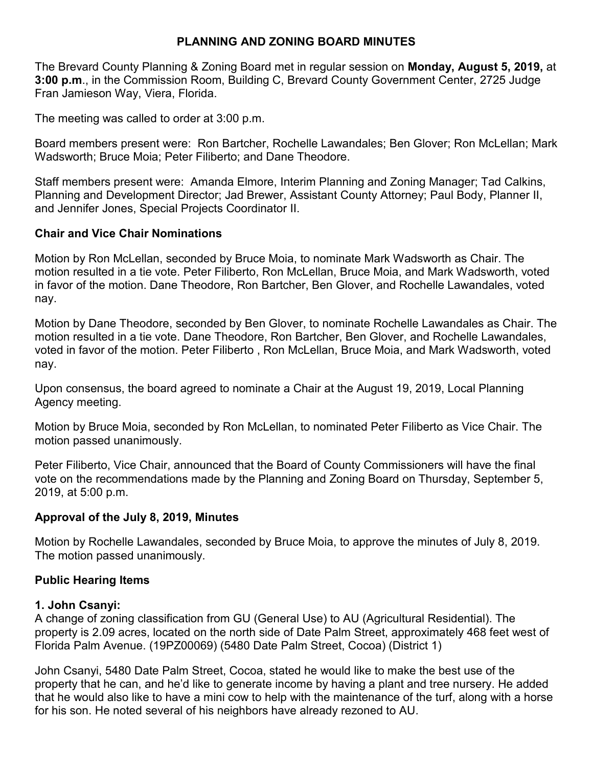# PLANNING AND ZONING BOARD MINUTES

The Brevard County Planning & Zoning Board met in regular session on **Monday, August 5, 2019,** at **3:00 p.m**., in the Commission Room, Building C, Brevard County Government Center, 2725 Judge Fran Jamieson Way, Viera, Florida.

The meeting was called to order at 3:00 p.m.

Board members present were: Ron Bartcher, Rochelle Lawandales; Ben Glover; Ron McLellan; Mark Wadsworth; Bruce Moia; Peter Filiberto; and Dane Theodore.

Staff members present were: Amanda Elmore, Interim Planning and Zoning Manager; Tad Calkins, Planning and Development Director; Jad Brewer, Assistant County Attorney; Paul Body, Planner II, and Jennifer Jones, Special Projects Coordinator II.

## Chair and Vice Chair Nominations

Motion by Ron McLellan, seconded by Bruce Moia, to nominate Mark Wadsworth as Chair. The motion resulted in a tie vote. Peter Filiberto, Ron McLellan, Bruce Moia, and Mark Wadsworth, voted in favor of the motion. Dane Theodore, Ron Bartcher, Ben Glover, and Rochelle Lawandales, voted nay.

Motion by Dane Theodore, seconded by Ben Glover, to nominate Rochelle Lawandales as Chair. The motion resulted in a tie vote. Dane Theodore, Ron Bartcher, Ben Glover, and Rochelle Lawandales, voted in favor of the motion. Peter Filiberto , Ron McLellan, Bruce Moia, and Mark Wadsworth, voted nay.

Upon consensus, the board agreed to nominate a Chair at the August 19, 2019, Local Planning Agency meeting.

Motion by Bruce Moia, seconded by Ron McLellan, to nominated Peter Filiberto as Vice Chair. The motion passed unanimously.

Peter Filiberto, Vice Chair, announced that the Board of County Commissioners will have the final vote on the recommendations made by the Planning and Zoning Board on Thursday, September 5, 2019, at 5:00 p.m.

## Approval of the July 8, 2019, Minutes

Motion by Rochelle Lawandales, seconded by Bruce Moia, to approve the minutes of July 8, 2019. The motion passed unanimously.

## Public Hearing Items

### 1. John Csanyi:

A change of zoning classification from GU (General Use) to AU (Agricultural Residential). The property is 2.09 acres, located on the north side of Date Palm Street, approximately 468 feet west of Florida Palm Avenue. (19PZ00069) (5480 Date Palm Street, Cocoa) (District 1)

John Csanyi, 5480 Date Palm Street, Cocoa, stated he would like to make the best use of the property that he can, and he'd like to generate income by having a plant and tree nursery. He added that he would also like to have a mini cow to help with the maintenance of the turf, along with a horse for his son. He noted several of his neighbors have already rezoned to AU.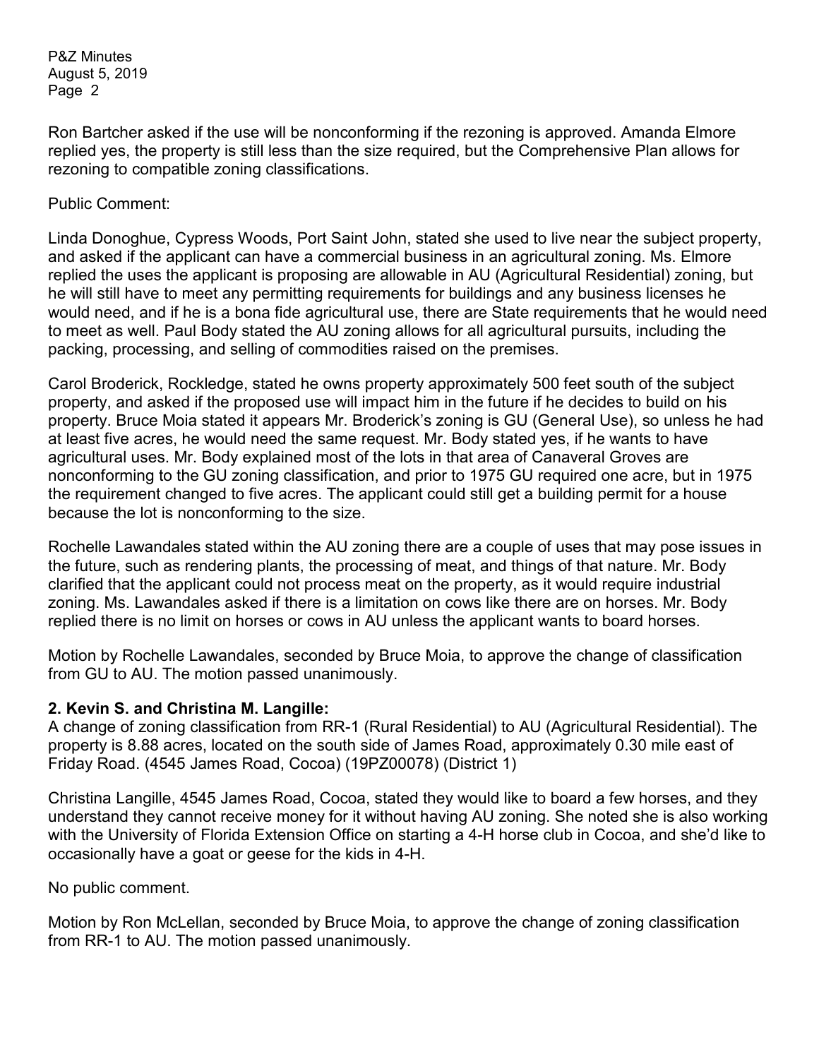Ron Bartcher asked if the use will be nonconforming if the rezoning is approved. Amanda Elmore replied yes, the property is still less than the size required, but the Comprehensive Plan allows for rezoning to compatible zoning classifications.

Public Comment:

Linda Donoghue, Cypress Woods, Port Saint John, stated she used to live near the subject property, and asked if the applicant can have a commercial business in an agricultural zoning. Ms. Elmore replied the uses the applicant is proposing are allowable in AU (Agricultural Residential) zoning, but he will still have to meet any permitting requirements for buildings and any business licenses he would need, and if he is a bona fide agricultural use, there are State requirements that he would need to meet as well. Paul Body stated the AU zoning allows for all agricultural pursuits, including the packing, processing, and selling of commodities raised on the premises.

Carol Broderick, Rockledge, stated he owns property approximately 500 feet south of the subject property, and asked if the proposed use will impact him in the future if he decides to build on his property. Bruce Moia stated it appears Mr. Broderick's zoning is GU (General Use), so unless he had at least five acres, he would need the same request. Mr. Body stated yes, if he wants to have agricultural uses. Mr. Body explained most of the lots in that area of Canaveral Groves are nonconforming to the GU zoning classification, and prior to 1975 GU required one acre, but in 1975 the requirement changed to five acres. The applicant could still get a building permit for a house because the lot is nonconforming to the size.

Rochelle Lawandales stated within the AU zoning there are a couple of uses that may pose issues in the future, such as rendering plants, the processing of meat, and things of that nature. Mr. Body clarified that the applicant could not process meat on the property, as it would require industrial zoning. Ms. Lawandales asked if there is a limitation on cows like there are on horses. Mr. Body replied there is no limit on horses or cows in AU unless the applicant wants to board horses.

Motion by Rochelle Lawandales, seconded by Bruce Moia, to approve the change of classification from GU to AU. The motion passed unanimously.

**2. Kevin S. and Christina M. Langille:**
A change of zoning classification from RR-1 (Rural Residential) to AU (Agricultural Residential). The property is 8.88 acres, located on the south side of James Road, approximately 0.30 mile east of Friday Road. (4545 James Road, Cocoa) (19PZ00078) (District 1)

Christina Langille, 4545 James Road, Cocoa, stated they would like to board a few horses, and they understand they cannot receive money for it without having AU zoning. She noted she is also working with the University of Florida Extension Office on starting a 4-H horse club in Cocoa, and she'd like to occasionally have a goat or geese for the kids in 4-H.

No public comment.

Motion by Ron McLellan, seconded by Bruce Moia, to approve the change of zoning classification from RR-1 to AU. The motion passed unanimously.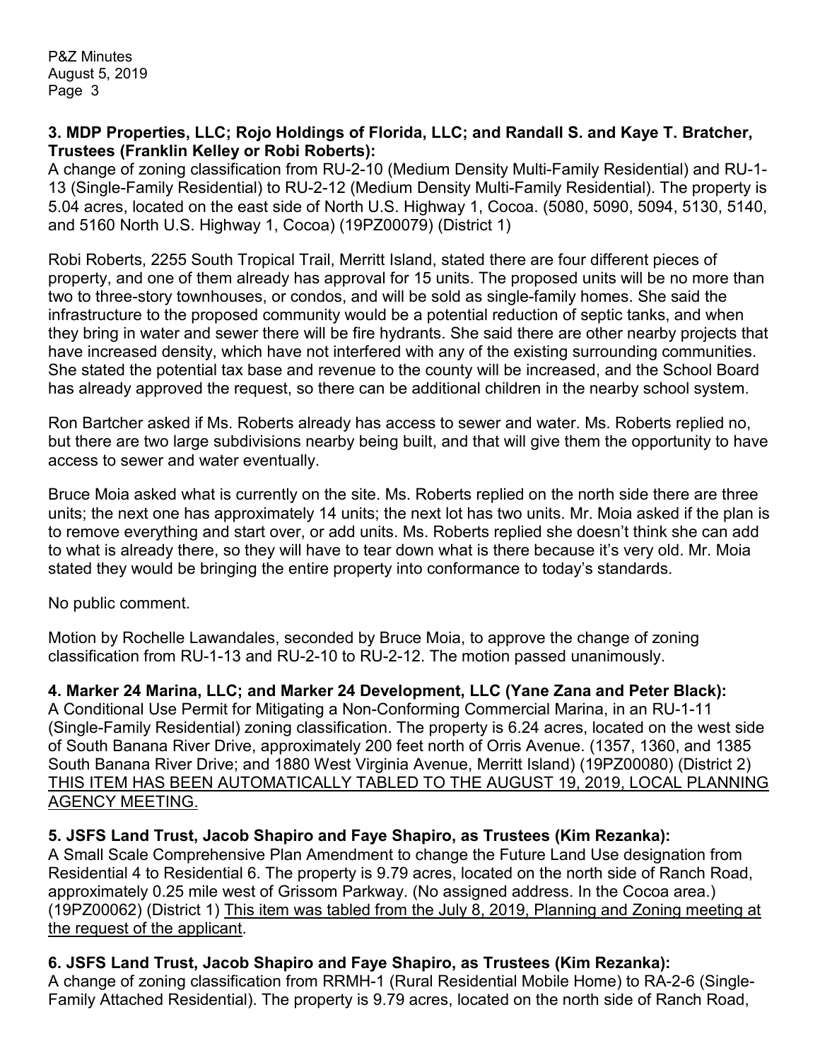**3. MDP Properties, LLC; Rojo Holdings of Florida, LLC; and Randall S. and Kaye T. Bratcher, Trustees (Franklin Kelley or Robi Roberts):**
A change of zoning classification from RU-2-10 (Medium Density Multi-Family Residential) and RU-1-13 (Single-Family Residential) to RU-2-12 (Medium Density Multi-Family Residential). The property is 5.04 acres, located on the east side of North U.S. Highway 1, Cocoa. (5080, 5090, 5094, 5130, 5140, and 5160 North U.S. Highway 1, Cocoa) (19PZ00079) (District 1)

Robi Roberts, 2255 South Tropical Trail, Merritt Island, stated there are four different pieces of property, and one of them already has approval for 15 units. The proposed units will be no more than two to three-story townhouses, or condos, and will be sold as single-family homes. She said the infrastructure to the proposed community would be a potential reduction of septic tanks, and when they bring in water and sewer there will be fire hydrants. She said there are other nearby projects that have increased density, which have not interfered with any of the existing surrounding communities. She stated the potential tax base and revenue to the county will be increased, and the School Board has already approved the request, so there can be additional children in the nearby school system.

Ron Bartcher asked if Ms. Roberts already has access to sewer and water. Ms. Roberts replied no, but there are two large subdivisions nearby being built, and that will give them the opportunity to have access to sewer and water eventually.

Bruce Moia asked what is currently on the site. Ms. Roberts replied on the north side there are three units; the next one has approximately 14 units; the next lot has two units. Mr. Moia asked if the plan is to remove everything and start over, or add units. Ms. Roberts replied she doesn't think she can add to what is already there, so they will have to tear down what is there because it's very old. Mr. Moia stated they would be bringing the entire property into conformance to today's standards.

No public comment.

Motion by Rochelle Lawandales, seconded by Bruce Moia, to approve the change of zoning classification from RU-1-13 and RU-2-10 to RU-2-12. The motion passed unanimously.

**4. Marker 24 Marina, LLC; and Marker 24 Development, LLC (Yane Zana and Peter Black):**
A Conditional Use Permit for Mitigating a Non-Conforming Commercial Marina, in an RU-1-11 (Single-Family Residential) zoning classification. The property is 6.24 acres, located on the west side of South Banana River Drive, approximately 200 feet north of Orris Avenue. (1357, 1360, and 1385 South Banana River Drive; and 1880 West Virginia Avenue, Merritt Island) (19PZ00080) (District 2) THIS ITEM HAS BEEN AUTOMATICALLY TABLED TO THE AUGUST 19, 2019, LOCAL PLANNING AGENCY MEETING.

**5. JSFS Land Trust, Jacob Shapiro and Faye Shapiro, as Trustees (Kim Rezanka):**
A Small Scale Comprehensive Plan Amendment to change the Future Land Use designation from Residential 4 to Residential 6. The property is 9.79 acres, located on the north side of Ranch Road, approximately 0.25 mile west of Grissom Parkway. (No assigned address. In the Cocoa area.) (19PZ00062) (District 1) This item was tabled from the July 8, 2019, Planning and Zoning meeting at the request of the applicant.

**6. JSFS Land Trust, Jacob Shapiro and Faye Shapiro, as Trustees (Kim Rezanka):**
A change of zoning classification from RRMH-1 (Rural Residential Mobile Home) to RA-2-6 (Single-Family Attached Residential). The property is 9.79 acres, located on the north side of Ranch Road,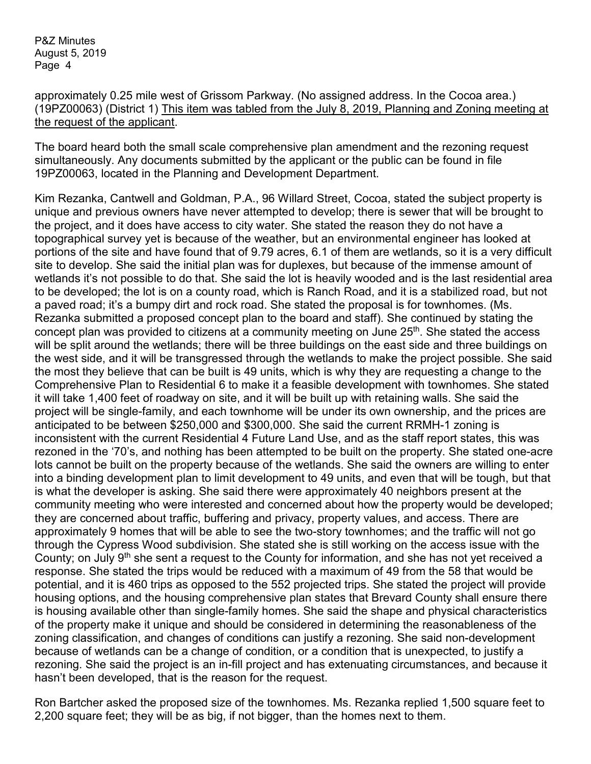approximately 0.25 mile west of Grissom Parkway. (No assigned address. In the Cocoa area.) (19PZ00063) (District 1) <u>This item was tabled from the July 8, 2019, Planning and Zoning meeting at the request of the applicant</u>.

The board heard both the small scale comprehensive plan amendment and the rezoning request simultaneously. Any documents submitted by the applicant or the public can be found in file 19PZ00063, located in the Planning and Development Department.

Kim Rezanka, Cantwell and Goldman, P.A., 96 Willard Street, Cocoa, stated the subject property is unique and previous owners have never attempted to develop; there is sewer that will be brought to the project, and it does have access to city water. She stated the reason they do not have a topographical survey yet is because of the weather, but an environmental engineer has looked at portions of the site and have found that of 9.79 acres, 6.1 of them are wetlands, so it is a very difficult site to develop. She said the initial plan was for duplexes, but because of the immense amount of wetlands it's not possible to do that. She said the lot is heavily wooded and is the last residential area to be developed; the lot is on a county road, which is Ranch Road, and it is a stabilized road, but not a paved road; it's a bumpy dirt and rock road. She stated the proposal is for townhomes. (Ms. Rezanka submitted a proposed concept plan to the board and staff). She continued by stating the concept plan was provided to citizens at a community meeting on June 25th. She stated the access will be split around the wetlands; there will be three buildings on the east side and three buildings on the west side, and it will be transgressed through the wetlands to make the project possible. She said the most they believe that can be built is 49 units, which is why they are requesting a change to the Comprehensive Plan to Residential 6 to make it a feasible development with townhomes. She stated it will take 1,400 feet of roadway on site, and it will be built up with retaining walls. She said the project will be single-family, and each townhome will be under its own ownership, and the prices are anticipated to be between $250,000 and $300,000. She said the current RRMH-1 zoning is inconsistent with the current Residential 4 Future Land Use, and as the staff report states, this was rezoned in the '70's, and nothing has been attempted to be built on the property. She stated one-acre lots cannot be built on the property because of the wetlands. She said the owners are willing to enter into a binding development plan to limit development to 49 units, and even that will be tough, but that is what the developer is asking. She said there were approximately 40 neighbors present at the community meeting who were interested and concerned about how the property would be developed; they are concerned about traffic, buffering and privacy, property values, and access. There are approximately 9 homes that will be able to see the two-story townhomes; and the traffic will not go through the Cypress Wood subdivision. She stated she is still working on the access issue with the County; on July 9th she sent a request to the County for information, and she has not yet received a response. She stated the trips would be reduced with a maximum of 49 from the 58 that would be potential, and it is 460 trips as opposed to the 552 projected trips. She stated the project will provide housing options, and the housing comprehensive plan states that Brevard County shall ensure there is housing available other than single-family homes. She said the shape and physical characteristics of the property make it unique and should be considered in determining the reasonableness of the zoning classification, and changes of conditions can justify a rezoning. She said non-development because of wetlands can be a change of condition, or a condition that is unexpected, to justify a rezoning. She said the project is an in-fill project and has extenuating circumstances, and because it hasn't been developed, that is the reason for the request.

Ron Bartcher asked the proposed size of the townhomes. Ms. Rezanka replied 1,500 square feet to 2,200 square feet; they will be as big, if not bigger, than the homes next to them.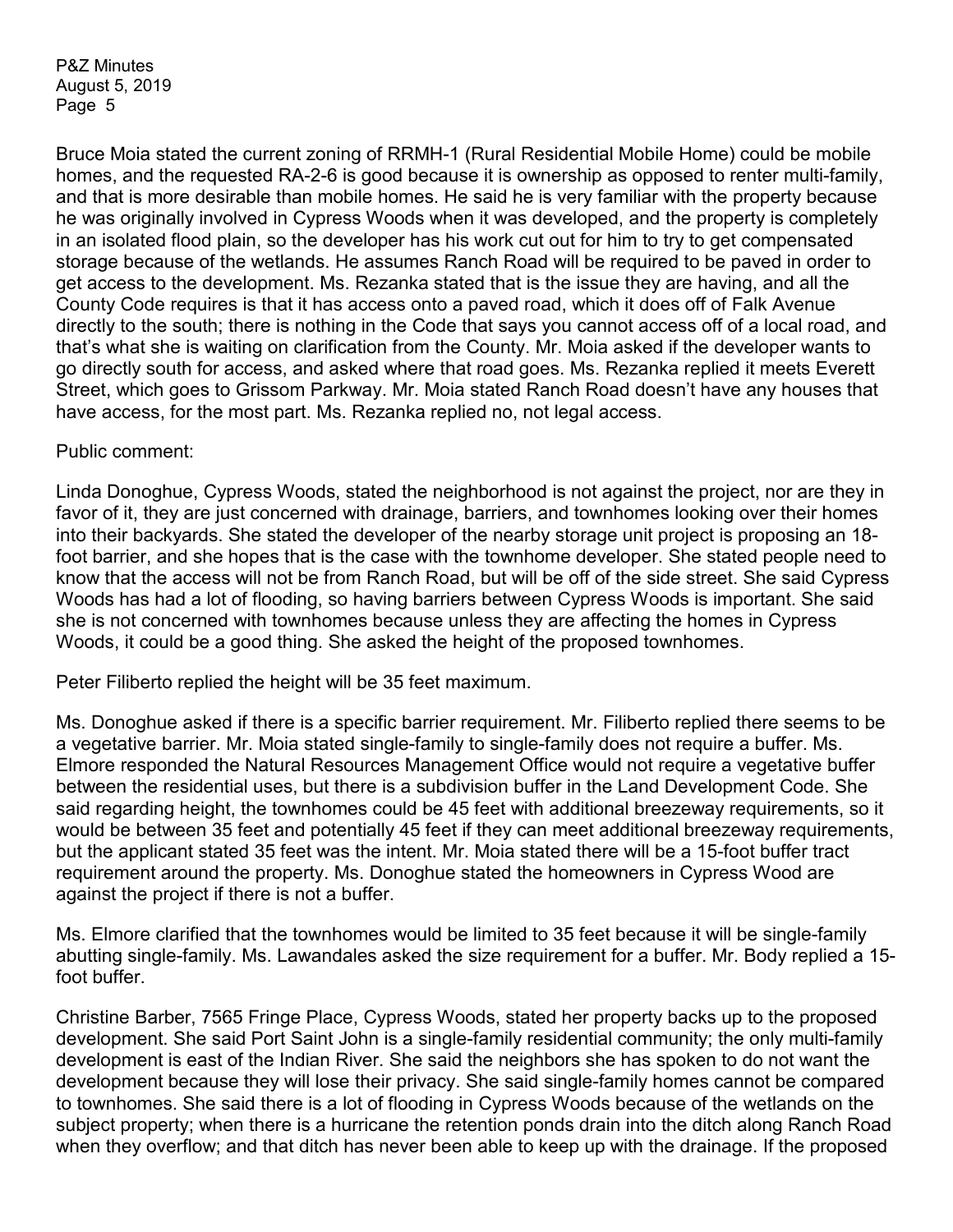Bruce Moia stated the current zoning of RRMH-1 (Rural Residential Mobile Home) could be mobile homes, and the requested RA-2-6 is good because it is ownership as opposed to renter multi-family, and that is more desirable than mobile homes. He said he is very familiar with the property because he was originally involved in Cypress Woods when it was developed, and the property is completely in an isolated flood plain, so the developer has his work cut out for him to try to get compensated storage because of the wetlands. He assumes Ranch Road will be required to be paved in order to get access to the development. Ms. Rezanka stated that is the issue they are having, and all the County Code requires is that it has access onto a paved road, which it does off of Falk Avenue directly to the south; there is nothing in the Code that says you cannot access off of a local road, and that's what she is waiting on clarification from the County. Mr. Moia asked if the developer wants to go directly south for access, and asked where that road goes. Ms. Rezanka replied it meets Everett Street, which goes to Grissom Parkway. Mr. Moia stated Ranch Road doesn't have any houses that have access, for the most part. Ms. Rezanka replied no, not legal access.

Public comment:

Linda Donoghue, Cypress Woods, stated the neighborhood is not against the project, nor are they in favor of it, they are just concerned with drainage, barriers, and townhomes looking over their homes into their backyards. She stated the developer of the nearby storage unit project is proposing an 18-foot barrier, and she hopes that is the case with the townhome developer. She stated people need to know that the access will not be from Ranch Road, but will be off of the side street. She said Cypress Woods has had a lot of flooding, so having barriers between Cypress Woods is important. She said she is not concerned with townhomes because unless they are affecting the homes in Cypress Woods, it could be a good thing. She asked the height of the proposed townhomes.

Peter Filiberto replied the height will be 35 feet maximum.

Ms. Donoghue asked if there is a specific barrier requirement. Mr. Filiberto replied there seems to be a vegetative barrier. Mr. Moia stated single-family to single-family does not require a buffer. Ms. Elmore responded the Natural Resources Management Office would not require a vegetative buffer between the residential uses, but there is a subdivision buffer in the Land Development Code. She said regarding height, the townhomes could be 45 feet with additional breezeway requirements, so it would be between 35 feet and potentially 45 feet if they can meet additional breezeway requirements, but the applicant stated 35 feet was the intent. Mr. Moia stated there will be a 15-foot buffer tract requirement around the property. Ms. Donoghue stated the homeowners in Cypress Wood are against the project if there is not a buffer.

Ms. Elmore clarified that the townhomes would be limited to 35 feet because it will be single-family abutting single-family. Ms. Lawandales asked the size requirement for a buffer. Mr. Body replied a 15-foot buffer.

Christine Barber, 7565 Fringe Place, Cypress Woods, stated her property backs up to the proposed development. She said Port Saint John is a single-family residential community; the only multi-family development is east of the Indian River. She said the neighbors she has spoken to do not want the development because they will lose their privacy. She said single-family homes cannot be compared to townhomes. She said there is a lot of flooding in Cypress Woods because of the wetlands on the subject property; when there is a hurricane the retention ponds drain into the ditch along Ranch Road when they overflow; and that ditch has never been able to keep up with the drainage. If the proposed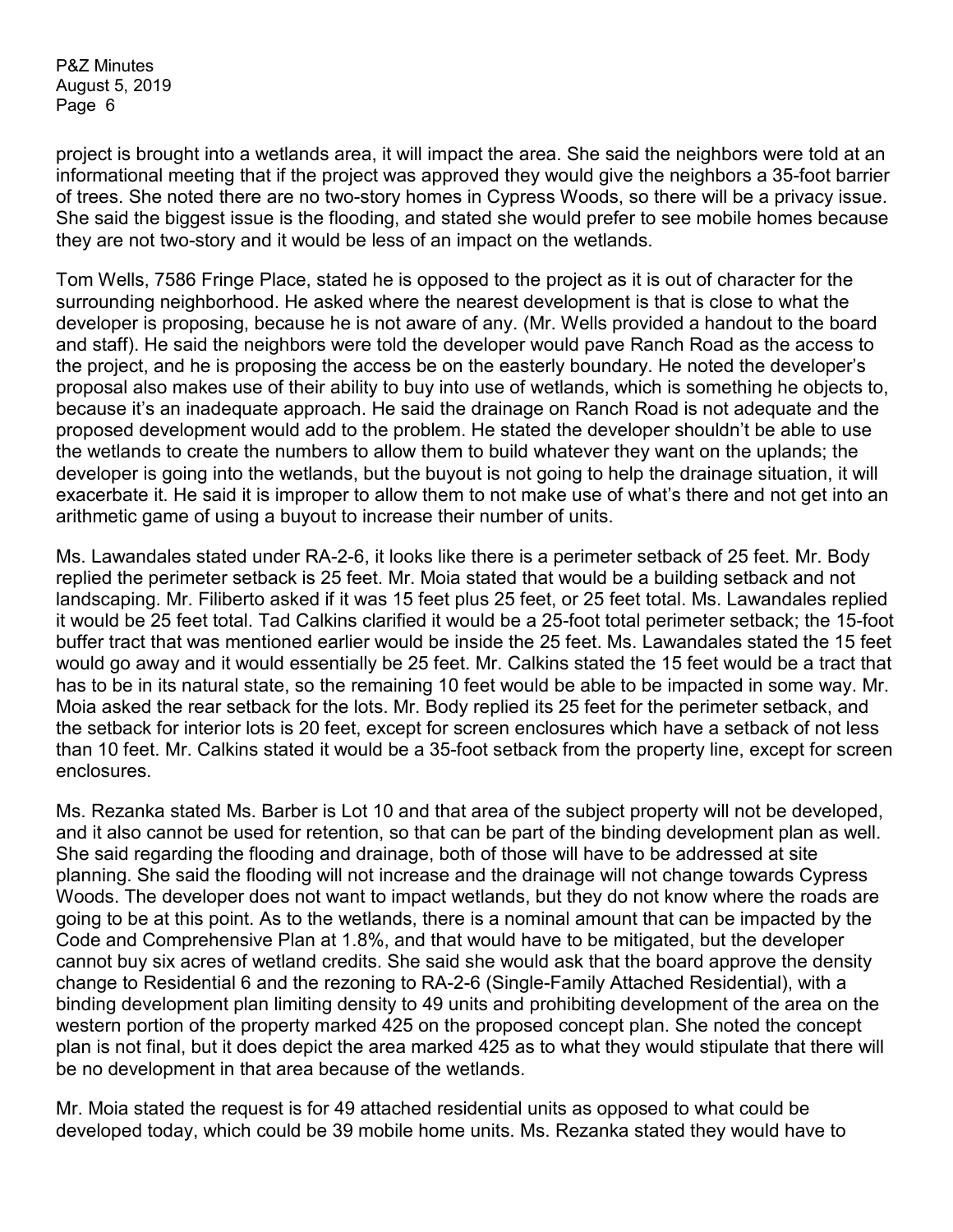project is brought into a wetlands area, it will impact the area. She said the neighbors were told at an informational meeting that if the project was approved they would give the neighbors a 35-foot barrier of trees. She noted there are no two-story homes in Cypress Woods, so there will be a privacy issue. She said the biggest issue is the flooding, and stated she would prefer to see mobile homes because they are not two-story and it would be less of an impact on the wetlands.

Tom Wells, 7586 Fringe Place, stated he is opposed to the project as it is out of character for the surrounding neighborhood. He asked where the nearest development is that is close to what the developer is proposing, because he is not aware of any. (Mr. Wells provided a handout to the board and staff). He said the neighbors were told the developer would pave Ranch Road as the access to the project, and he is proposing the access be on the easterly boundary. He noted the developer's proposal also makes use of their ability to buy into use of wetlands, which is something he objects to, because it's an inadequate approach. He said the drainage on Ranch Road is not adequate and the proposed development would add to the problem. He stated the developer shouldn't be able to use the wetlands to create the numbers to allow them to build whatever they want on the uplands; the developer is going into the wetlands, but the buyout is not going to help the drainage situation, it will exacerbate it. He said it is improper to allow them to not make use of what's there and not get into an arithmetic game of using a buyout to increase their number of units.

Ms. Lawandales stated under RA-2-6, it looks like there is a perimeter setback of 25 feet. Mr. Body replied the perimeter setback is 25 feet. Mr. Moia stated that would be a building setback and not landscaping. Mr. Filiberto asked if it was 15 feet plus 25 feet, or 25 feet total. Ms. Lawandales replied it would be 25 feet total. Tad Calkins clarified it would be a 25-foot total perimeter setback; the 15-foot buffer tract that was mentioned earlier would be inside the 25 feet. Ms. Lawandales stated the 15 feet would go away and it would essentially be 25 feet. Mr. Calkins stated the 15 feet would be a tract that has to be in its natural state, so the remaining 10 feet would be able to be impacted in some way. Mr. Moia asked the rear setback for the lots. Mr. Body replied its 25 feet for the perimeter setback, and the setback for interior lots is 20 feet, except for screen enclosures which have a setback of not less than 10 feet. Mr. Calkins stated it would be a 35-foot setback from the property line, except for screen enclosures.

Ms. Rezanka stated Ms. Barber is Lot 10 and that area of the subject property will not be developed, and it also cannot be used for retention, so that can be part of the binding development plan as well. She said regarding the flooding and drainage, both of those will have to be addressed at site planning. She said the flooding will not increase and the drainage will not change towards Cypress Woods. The developer does not want to impact wetlands, but they do not know where the roads are going to be at this point. As to the wetlands, there is a nominal amount that can be impacted by the Code and Comprehensive Plan at 1.8%, and that would have to be mitigated, but the developer cannot buy six acres of wetland credits. She said she would ask that the board approve the density change to Residential 6 and the rezoning to RA-2-6 (Single-Family Attached Residential), with a binding development plan limiting density to 49 units and prohibiting development of the area on the western portion of the property marked 425 on the proposed concept plan. She noted the concept plan is not final, but it does depict the area marked 425 as to what they would stipulate that there will be no development in that area because of the wetlands.

Mr. Moia stated the request is for 49 attached residential units as opposed to what could be developed today, which could be 39 mobile home units. Ms. Rezanka stated they would have to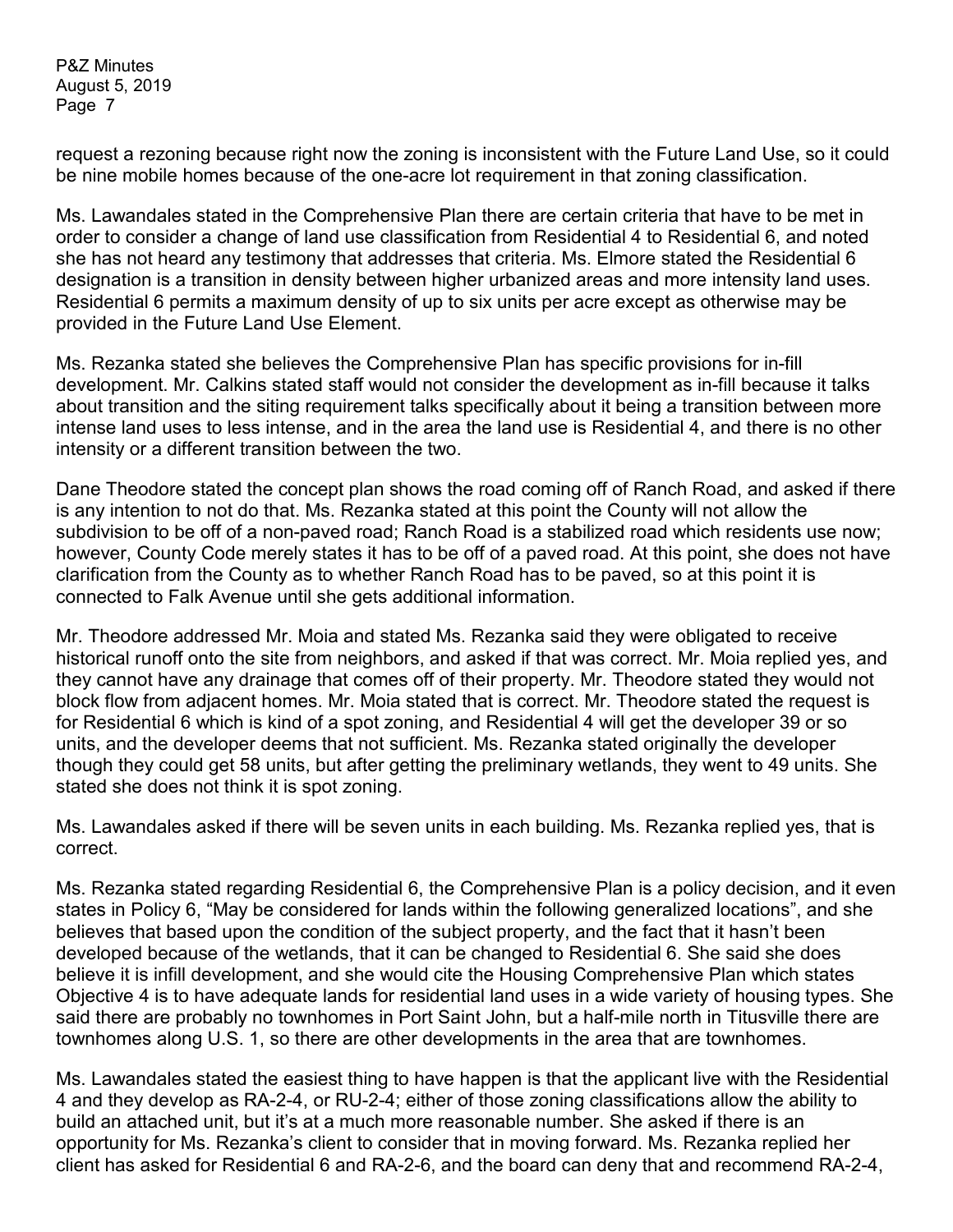request a rezoning because right now the zoning is inconsistent with the Future Land Use, so it could be nine mobile homes because of the one-acre lot requirement in that zoning classification.

Ms. Lawandales stated in the Comprehensive Plan there are certain criteria that have to be met in order to consider a change of land use classification from Residential 4 to Residential 6, and noted she has not heard any testimony that addresses that criteria. Ms. Elmore stated the Residential 6 designation is a transition in density between higher urbanized areas and more intensity land uses. Residential 6 permits a maximum density of up to six units per acre except as otherwise may be provided in the Future Land Use Element.

Ms. Rezanka stated she believes the Comprehensive Plan has specific provisions for in-fill development. Mr. Calkins stated staff would not consider the development as in-fill because it talks about transition and the siting requirement talks specifically about it being a transition between more intense land uses to less intense, and in the area the land use is Residential 4, and there is no other intensity or a different transition between the two.

Dane Theodore stated the concept plan shows the road coming off of Ranch Road, and asked if there is any intention to not do that. Ms. Rezanka stated at this point the County will not allow the subdivision to be off of a non-paved road; Ranch Road is a stabilized road which residents use now; however, County Code merely states it has to be off of a paved road. At this point, she does not have clarification from the County as to whether Ranch Road has to be paved, so at this point it is connected to Falk Avenue until she gets additional information.

Mr. Theodore addressed Mr. Moia and stated Ms. Rezanka said they were obligated to receive historical runoff onto the site from neighbors, and asked if that was correct. Mr. Moia replied yes, and they cannot have any drainage that comes off of their property. Mr. Theodore stated they would not block flow from adjacent homes. Mr. Moia stated that is correct. Mr. Theodore stated the request is for Residential 6 which is kind of a spot zoning, and Residential 4 will get the developer 39 or so units, and the developer deems that not sufficient. Ms. Rezanka stated originally the developer though they could get 58 units, but after getting the preliminary wetlands, they went to 49 units. She stated she does not think it is spot zoning.

Ms. Lawandales asked if there will be seven units in each building. Ms. Rezanka replied yes, that is correct.

Ms. Rezanka stated regarding Residential 6, the Comprehensive Plan is a policy decision, and it even states in Policy 6, "May be considered for lands within the following generalized locations", and she believes that based upon the condition of the subject property, and the fact that it hasn't been developed because of the wetlands, that it can be changed to Residential 6. She said she does believe it is infill development, and she would cite the Housing Comprehensive Plan which states Objective 4 is to have adequate lands for residential land uses in a wide variety of housing types. She said there are probably no townhomes in Port Saint John, but a half-mile north in Titusville there are townhomes along U.S. 1, so there are other developments in the area that are townhomes.

Ms. Lawandales stated the easiest thing to have happen is that the applicant live with the Residential 4 and they develop as RA-2-4, or RU-2-4; either of those zoning classifications allow the ability to build an attached unit, but it's at a much more reasonable number. She asked if there is an opportunity for Ms. Rezanka's client to consider that in moving forward. Ms. Rezanka replied her client has asked for Residential 6 and RA-2-6, and the board can deny that and recommend RA-2-4,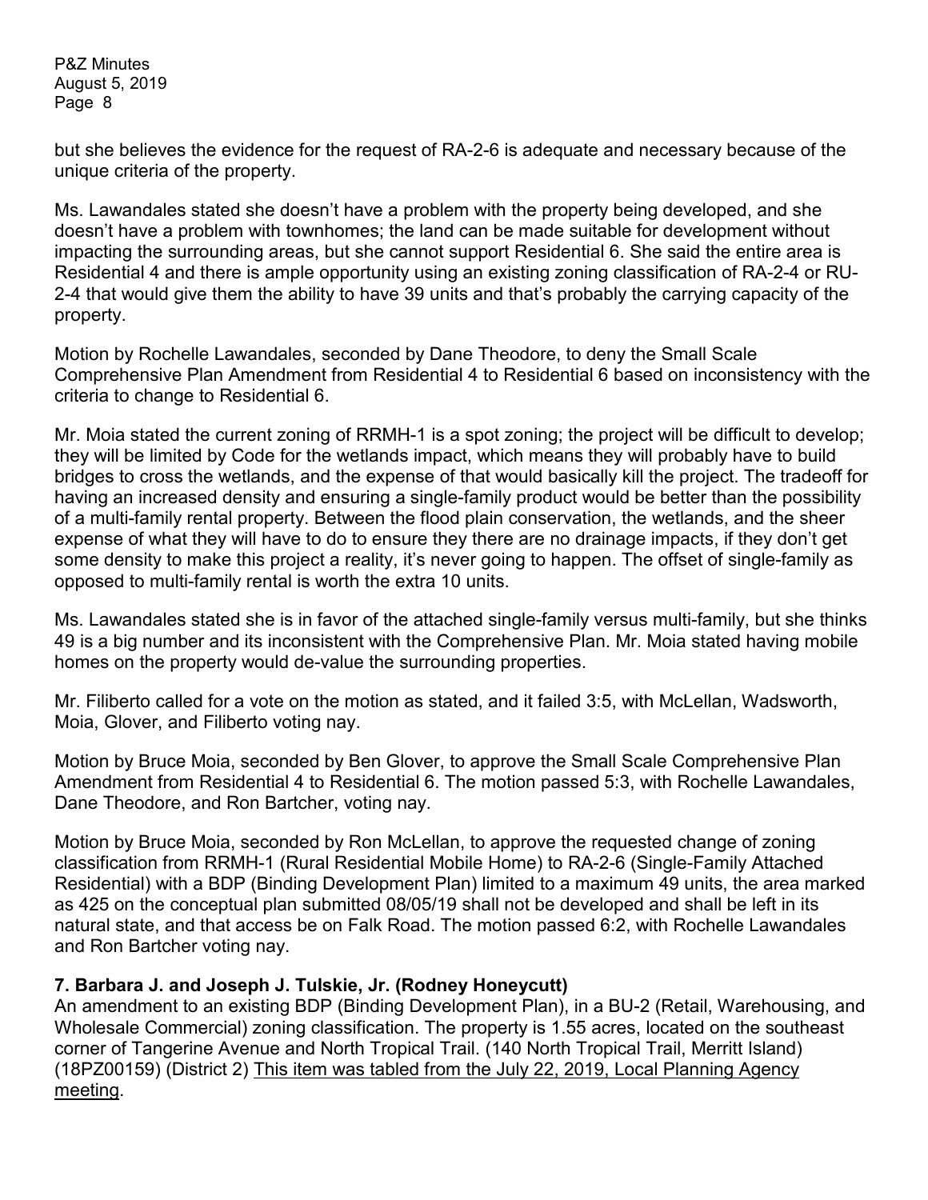but she believes the evidence for the request of RA-2-6 is adequate and necessary because of the unique criteria of the property.

Ms. Lawandales stated she doesn't have a problem with the property being developed, and she doesn't have a problem with townhomes; the land can be made suitable for development without impacting the surrounding areas, but she cannot support Residential 6. She said the entire area is Residential 4 and there is ample opportunity using an existing zoning classification of RA-2-4 or RU-2-4 that would give them the ability to have 39 units and that's probably the carrying capacity of the property.

Motion by Rochelle Lawandales, seconded by Dane Theodore, to deny the Small Scale Comprehensive Plan Amendment from Residential 4 to Residential 6 based on inconsistency with the criteria to change to Residential 6.

Mr. Moia stated the current zoning of RRMH-1 is a spot zoning; the project will be difficult to develop; they will be limited by Code for the wetlands impact, which means they will probably have to build bridges to cross the wetlands, and the expense of that would basically kill the project. The tradeoff for having an increased density and ensuring a single-family product would be better than the possibility of a multi-family rental property. Between the flood plain conservation, the wetlands, and the sheer expense of what they will have to do to ensure they there are no drainage impacts, if they don't get some density to make this project a reality, it's never going to happen. The offset of single-family as opposed to multi-family rental is worth the extra 10 units.

Ms. Lawandales stated she is in favor of the attached single-family versus multi-family, but she thinks 49 is a big number and its inconsistent with the Comprehensive Plan. Mr. Moia stated having mobile homes on the property would de-value the surrounding properties.

Mr. Filiberto called for a vote on the motion as stated, and it failed 3:5, with McLellan, Wadsworth, Moia, Glover, and Filiberto voting nay.

Motion by Bruce Moia, seconded by Ben Glover, to approve the Small Scale Comprehensive Plan Amendment from Residential 4 to Residential 6. The motion passed 5:3, with Rochelle Lawandales, Dane Theodore, and Ron Bartcher, voting nay.

Motion by Bruce Moia, seconded by Ron McLellan, to approve the requested change of zoning classification from RRMH-1 (Rural Residential Mobile Home) to RA-2-6 (Single-Family Attached Residential) with a BDP (Binding Development Plan) limited to a maximum 49 units, the area marked as 425 on the conceptual plan submitted 08/05/19 shall not be developed and shall be left in its natural state, and that access be on Falk Road. The motion passed 6:2, with Rochelle Lawandales and Ron Bartcher voting nay.

**7. Barbara J. and Joseph J. Tulskie, Jr. (Rodney Honeycutt)**

An amendment to an existing BDP (Binding Development Plan), in a BU-2 (Retail, Warehousing, and Wholesale Commercial) zoning classification. The property is 1.55 acres, located on the southeast corner of Tangerine Avenue and North Tropical Trail. (140 North Tropical Trail, Merritt Island) (18PZ00159) (District 2) This item was tabled from the July 22, 2019, Local Planning Agency meeting.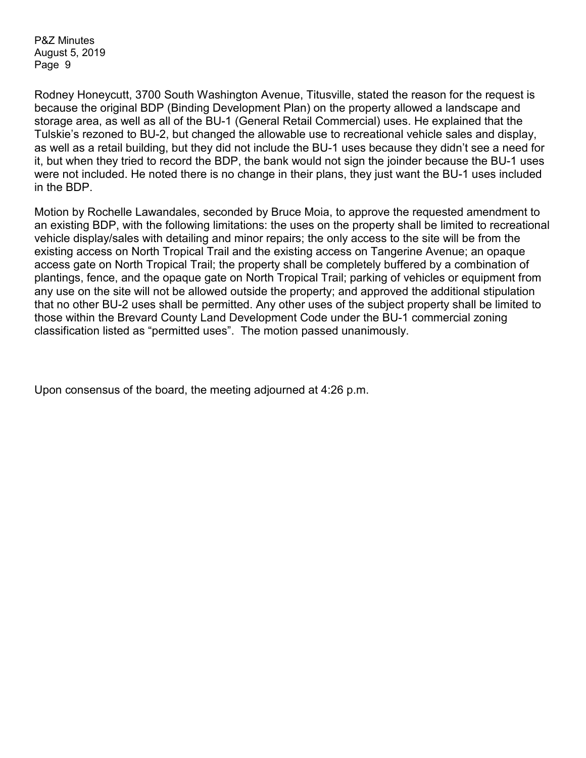Rodney Honeycutt, 3700 South Washington Avenue, Titusville, stated the reason for the request is because the original BDP (Binding Development Plan) on the property allowed a landscape and storage area, as well as all of the BU-1 (General Retail Commercial) uses. He explained that the Tulskie's rezoned to BU-2, but changed the allowable use to recreational vehicle sales and display, as well as a retail building, but they did not include the BU-1 uses because they didn't see a need for it, but when they tried to record the BDP, the bank would not sign the joinder because the BU-1 uses were not included. He noted there is no change in their plans, they just want the BU-1 uses included in the BDP.

Motion by Rochelle Lawandales, seconded by Bruce Moia, to approve the requested amendment to an existing BDP, with the following limitations: the uses on the property shall be limited to recreational vehicle display/sales with detailing and minor repairs; the only access to the site will be from the existing access on North Tropical Trail and the existing access on Tangerine Avenue; an opaque access gate on North Tropical Trail; the property shall be completely buffered by a combination of plantings, fence, and the opaque gate on North Tropical Trail; parking of vehicles or equipment from any use on the site will not be allowed outside the property; and approved the additional stipulation that no other BU-2 uses shall be permitted. Any other uses of the subject property shall be limited to those within the Brevard County Land Development Code under the BU-1 commercial zoning classification listed as "permitted uses". The motion passed unanimously.

Upon consensus of the board, the meeting adjourned at 4:26 p.m.